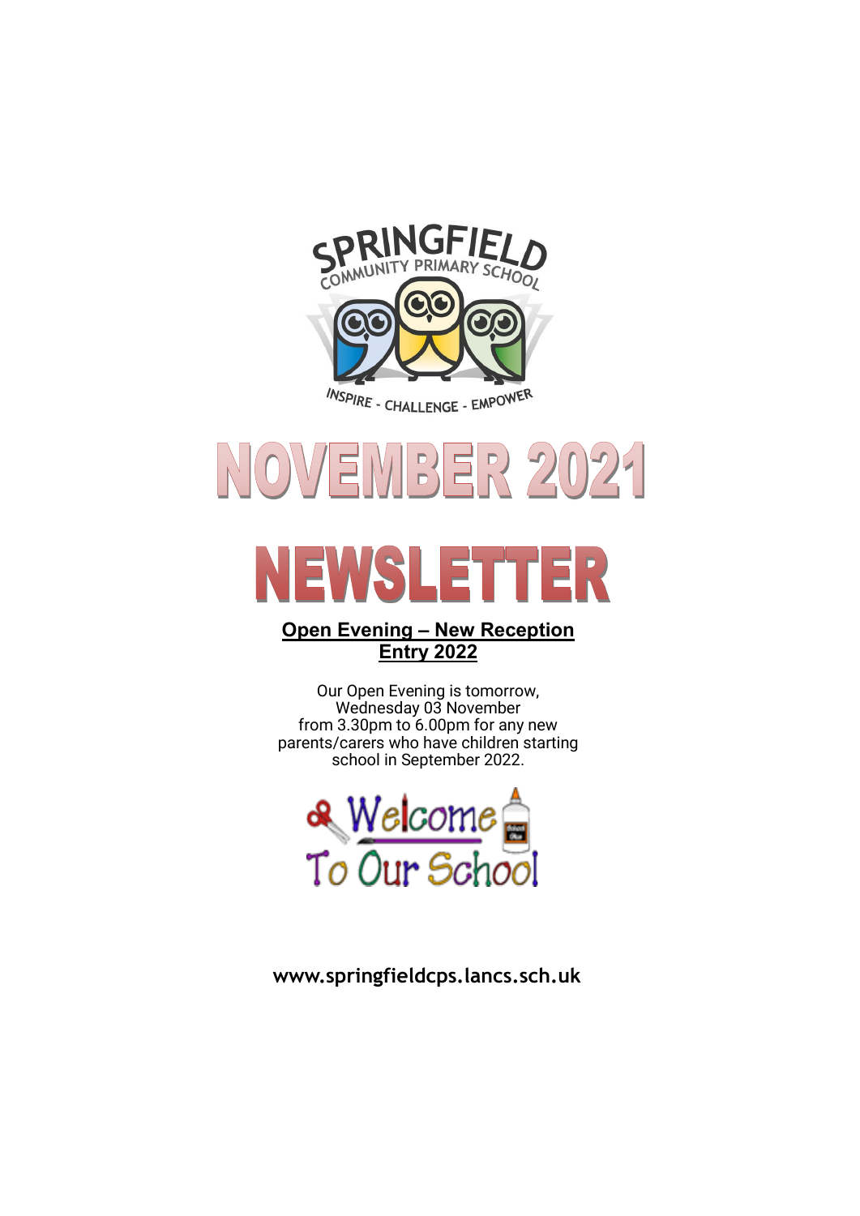SPRINGFIELD COMMUNITY PRIMARY SCHOOL

INSPIRE - CHALLENGE - EMPOWER

# NOVEMBER 2021

# NEWSLETTER

## Open Evening – New Reception Entry 2022

Our Open Evening is tomorrow, Wednesday 03 November from 3.30pm to 6.00pm for any new parents/carers who have children starting school in September 2022.

Welcome To Our School

**www.springfieldcps.lancs.sch.uk**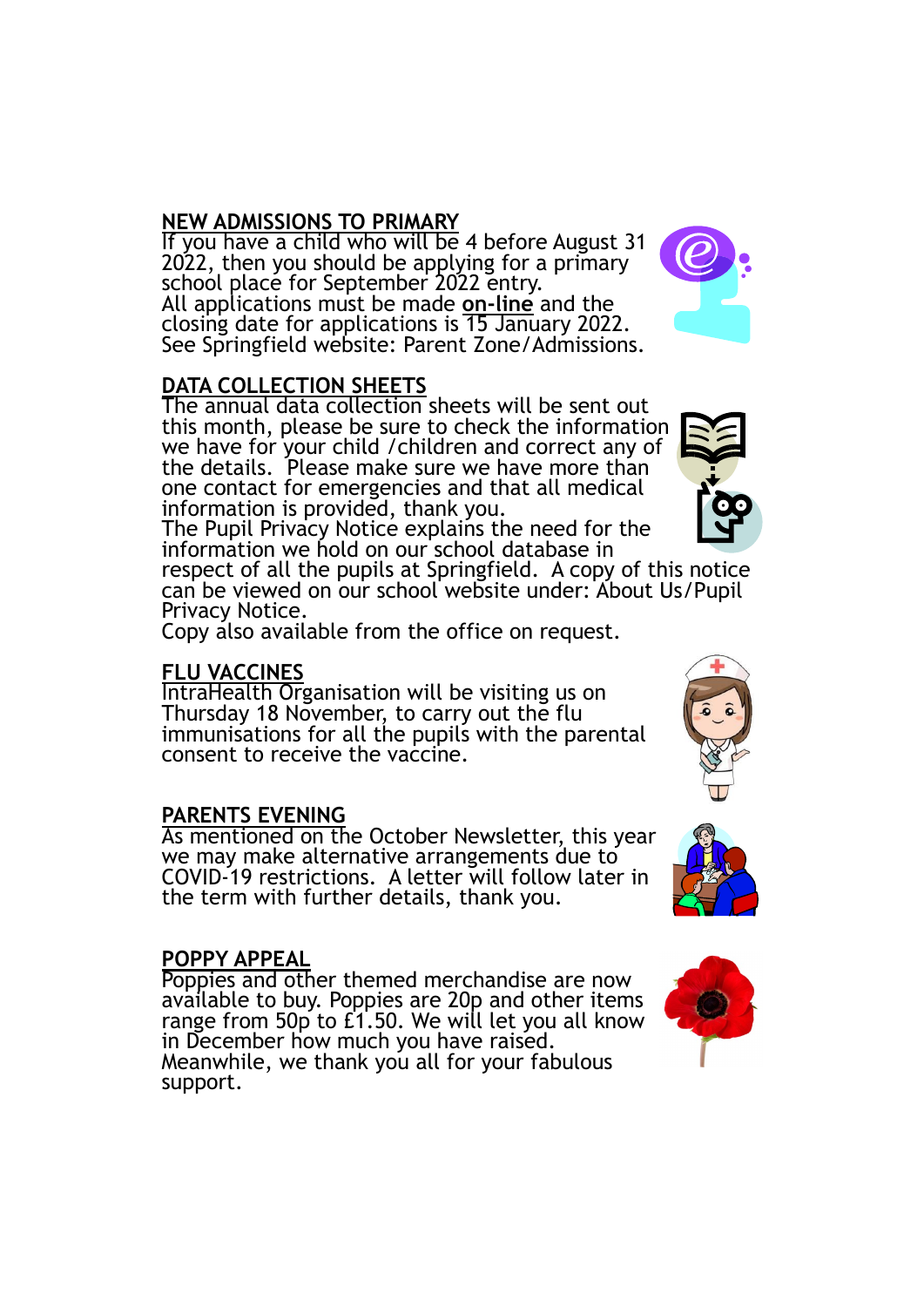## NEW ADMISSIONS TO PRIMARY

If you have a child who will be 4 before August 31 2022, then you should be applying for a primary school place for September 2022 entry.
All applications must be made **on-line** and the closing date for applications is 15 January 2022.
See Springfield website: Parent Zone/Admissions.

## DATA COLLECTION SHEETS

The annual data collection sheets will be sent out this month, please be sure to check the information we have for your child /children and correct any of the details. Please make sure we have more than one contact for emergencies and that all medical information is provided, thank you.
The Pupil Privacy Notice explains the need for the information we hold on our school database in respect of all the pupils at Springfield. A copy of this notice can be viewed on our school website under: About Us/Pupil Privacy Notice.
Copy also available from the office on request.

## FLU VACCINES

IntraHealth Organisation will be visiting us on Thursday 18 November, to carry out the flu immunisations for all the pupils with the parental consent to receive the vaccine.

## PARENTS EVENING

As mentioned on the October Newsletter, this year we may make alternative arrangements due to COVID-19 restrictions. A letter will follow later in the term with further details, thank you.

## POPPY APPEAL

Poppies and other themed merchandise are now available to buy. Poppies are 20p and other items range from 50p to £1.50. We will let you all know in December how much you have raised.
Meanwhile, we thank you all for your fabulous support.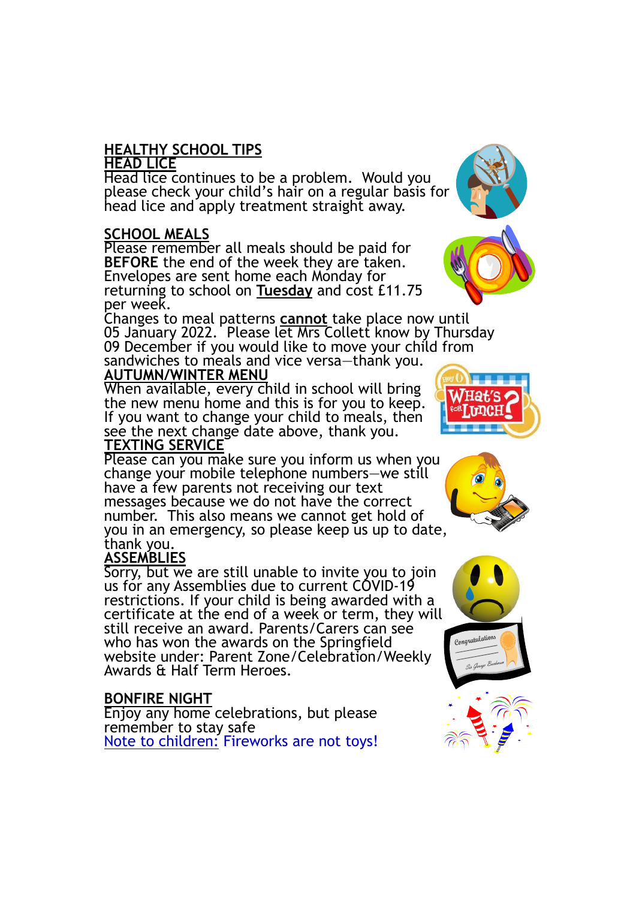## HEALTHY SCHOOL TIPS

### HEAD LICE

Head lice continues to be a problem. Would you please check your child's hair on a regular basis for head lice and apply treatment straight away.

### SCHOOL MEALS

Please remember all meals should be paid for **BEFORE** the end of the week they are taken. Envelopes are sent home each Monday for returning to school on **Tuesday** and cost £11.75 per week.

Changes to meal patterns **cannot** take place now until 05 January 2022. Please let Mrs Collett know by Thursday 09 December if you would like to move your child from sandwiches to meals and vice versa—thank you.

### AUTUMN/WINTER MENU

When available, every child in school will bring the new menu home and this is for you to keep. If you want to change your child to meals, then see the next change date above, thank you.

### TEXTING SERVICE

Please can you make sure you inform us when you change your mobile telephone numbers—we still have a few parents not receiving our text messages because we do not have the correct number. This also means we cannot get hold of you in an emergency, so please keep us up to date, thank you.

### ASSEMBLIES

Sorry, but we are still unable to invite you to join us for any Assemblies due to current COVID-19 restrictions. If your child is being awarded with a certificate at the end of a week or term, they will still receive an award. Parents/Carers can see who has won the awards on the Springfield website under: Parent Zone/Celebration/Weekly Awards & Half Term Heroes.

### BONFIRE NIGHT

Enjoy any home celebrations, but please remember to stay safe

Note to children: Fireworks are not toys!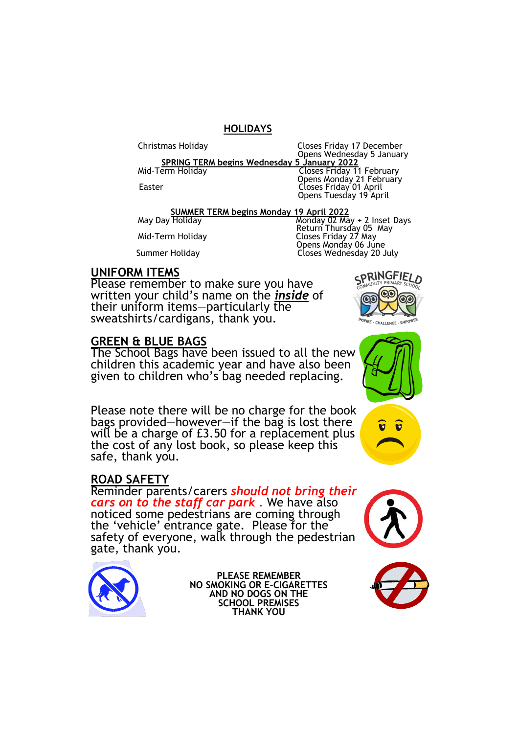## HOLIDAYS

| | |
|---|---|
| Christmas Holiday | Closes Friday 17 December<br>Opens Wednesday 5 January |
| **SPRING TERM begins Wednesday 5 January 2022** | |
| Mid-Term Holiday | Closes Friday 11 February<br>Opens Monday 21 February |
| Easter | Closes Friday 01 April<br>Opens Tuesday 19 April |
| **SUMMER TERM begins Monday 19 April 2022** | |
| May Day Holiday | Monday 02 May + 2 Inset Days<br>Return Thursday 05 May |
| Mid-Term Holiday | Closes Friday 27 May<br>Opens Monday 06 June |
| Summer Holiday | Closes Wednesday 20 July |

## UNIFORM ITEMS

Please remember to make sure you have written your child's name on the ***inside*** of their uniform items—particularly the sweatshirts/cardigans, thank you.

SPRINGFIELD COMMUNITY PRIMARY SCHOOL
INSPIRE - CHALLENGE - EMPOWER

## GREEN & BLUE BAGS

The School Bags have been issued to all the new children this academic year and have also been given to children who's bag needed replacing.

Please note there will be no charge for the book bags provided—however—if the bag is lost there will be a charge of £3.50 for a replacement plus the cost of any lost book, so please keep this safe, thank you.

## ROAD SAFETY

Reminder parents/carers ***should not bring their cars on to the staff car park .*** We have also noticed some pedestrians are coming through the 'vehicle' entrance gate. Please for the safety of everyone, walk through the pedestrian gate, thank you.

**PLEASE REMEMBER**
**NO SMOKING OR E-CIGARETTES**
**AND NO DOGS ON THE**
**SCHOOL PREMISES**
**THANK YOU**